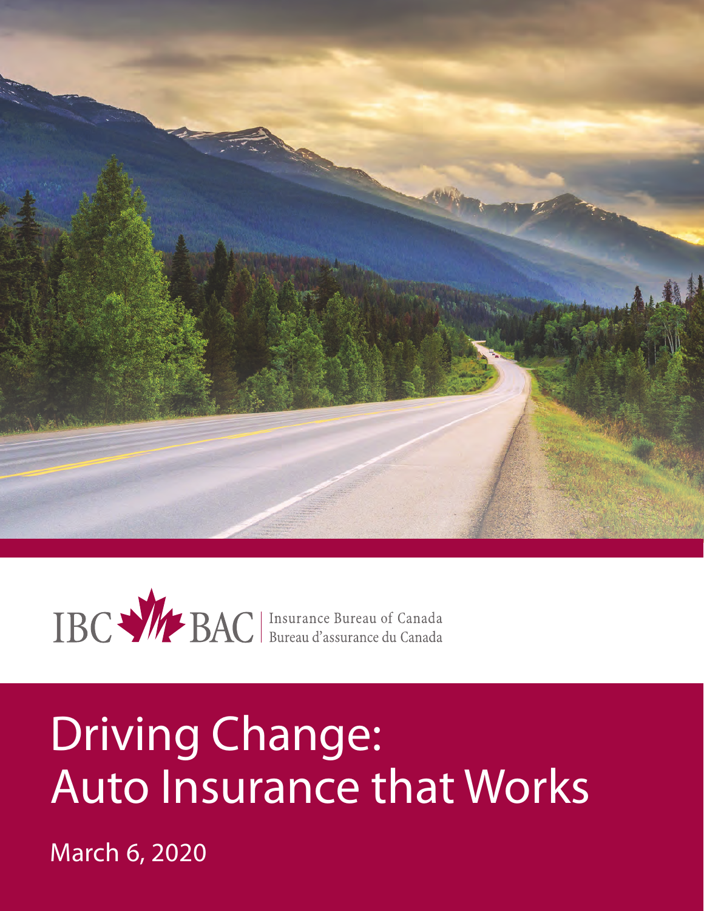IBC BAC | Insurance Bureau of Canada
Bureau d'assurance du Canada

# Driving Change: Auto Insurance that Works

March 6, 2020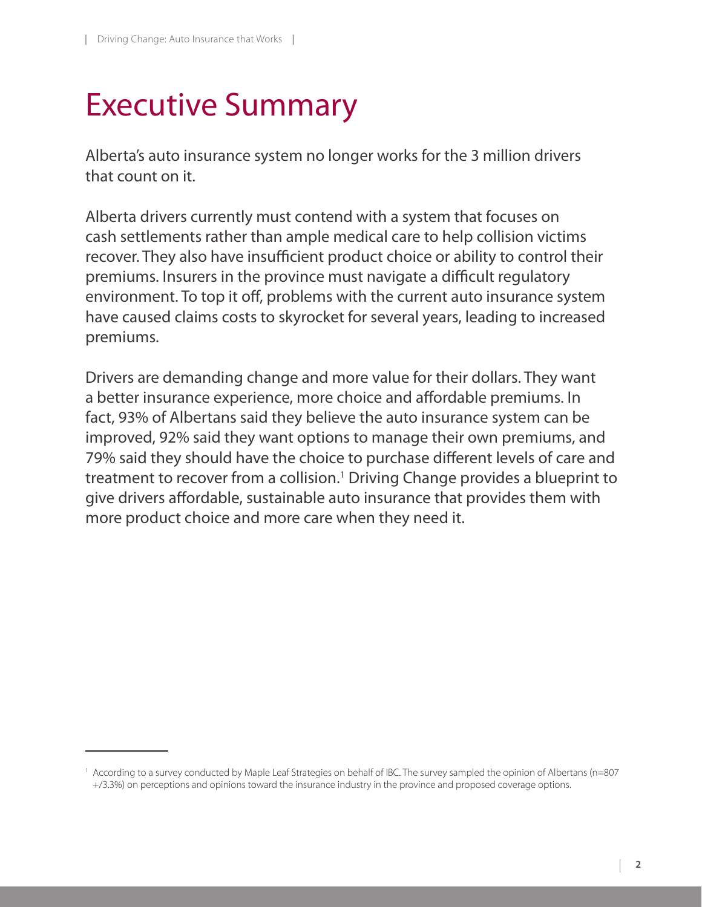# Executive Summary

Alberta's auto insurance system no longer works for the 3 million drivers that count on it.

Alberta drivers currently must contend with a system that focuses on cash settlements rather than ample medical care to help collision victims recover. They also have insufficient product choice or ability to control their premiums. Insurers in the province must navigate a difficult regulatory environment. To top it off, problems with the current auto insurance system have caused claims costs to skyrocket for several years, leading to increased premiums.

Drivers are demanding change and more value for their dollars. They want a better insurance experience, more choice and affordable premiums. In fact, 93% of Albertans said they believe the auto insurance system can be improved, 92% said they want options to manage their own premiums, and 79% said they should have the choice to purchase different levels of care and treatment to recover from a collision.[1] Driving Change provides a blueprint to give drivers affordable, sustainable auto insurance that provides them with more product choice and more care when they need it.

---

[1] According to a survey conducted by Maple Leaf Strategies on behalf of IBC. The survey sampled the opinion of Albertans (n=807 +/3.3%) on perceptions and opinions toward the insurance industry in the province and proposed coverage options.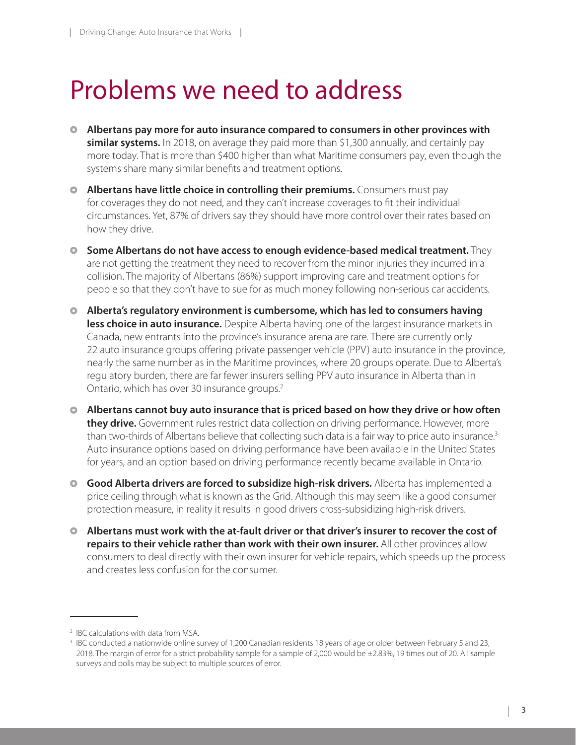# Problems we need to address

- **Albertans pay more for auto insurance compared to consumers in other provinces with similar systems.** In 2018, on average they paid more than $1,300 annually, and certainly pay more today. That is more than $400 higher than what Maritime consumers pay, even though the systems share many similar benefits and treatment options.
- **Albertans have little choice in controlling their premiums.** Consumers must pay for coverages they do not need, and they can't increase coverages to fit their individual circumstances. Yet, 87% of drivers say they should have more control over their rates based on how they drive.
- **Some Albertans do not have access to enough evidence-based medical treatment.** They are not getting the treatment they need to recover from the minor injuries they incurred in a collision. The majority of Albertans (86%) support improving care and treatment options for people so that they don't have to sue for as much money following non-serious car accidents.
- **Alberta's regulatory environment is cumbersome, which has led to consumers having less choice in auto insurance.** Despite Alberta having one of the largest insurance markets in Canada, new entrants into the province's insurance arena are rare. There are currently only 22 auto insurance groups offering private passenger vehicle (PPV) auto insurance in the province, nearly the same number as in the Maritime provinces, where 20 groups operate. Due to Alberta's regulatory burden, there are far fewer insurers selling PPV auto insurance in Alberta than in Ontario, which has over 30 insurance groups.[2]
- **Albertans cannot buy auto insurance that is priced based on how they drive or how often they drive.** Government rules restrict data collection on driving performance. However, more than two-thirds of Albertans believe that collecting such data is a fair way to price auto insurance.[3] Auto insurance options based on driving performance have been available in the United States for years, and an option based on driving performance recently became available in Ontario.
- **Good Alberta drivers are forced to subsidize high-risk drivers.** Alberta has implemented a price ceiling through what is known as the Grid. Although this may seem like a good consumer protection measure, in reality it results in good drivers cross-subsidizing high-risk drivers.
- **Albertans must work with the at-fault driver or that driver's insurer to recover the cost of repairs to their vehicle rather than work with their own insurer.** All other provinces allow consumers to deal directly with their own insurer for vehicle repairs, which speeds up the process and creates less confusion for the consumer.

---

[2] IBC calculations with data from MSA.

[3] IBC conducted a nationwide online survey of 1,200 Canadian residents 18 years of age or older between February 5 and 23, 2018. The margin of error for a strict probability sample for a sample of 2,000 would be ±2.83%, 19 times out of 20. All sample surveys and polls may be subject to multiple sources of error.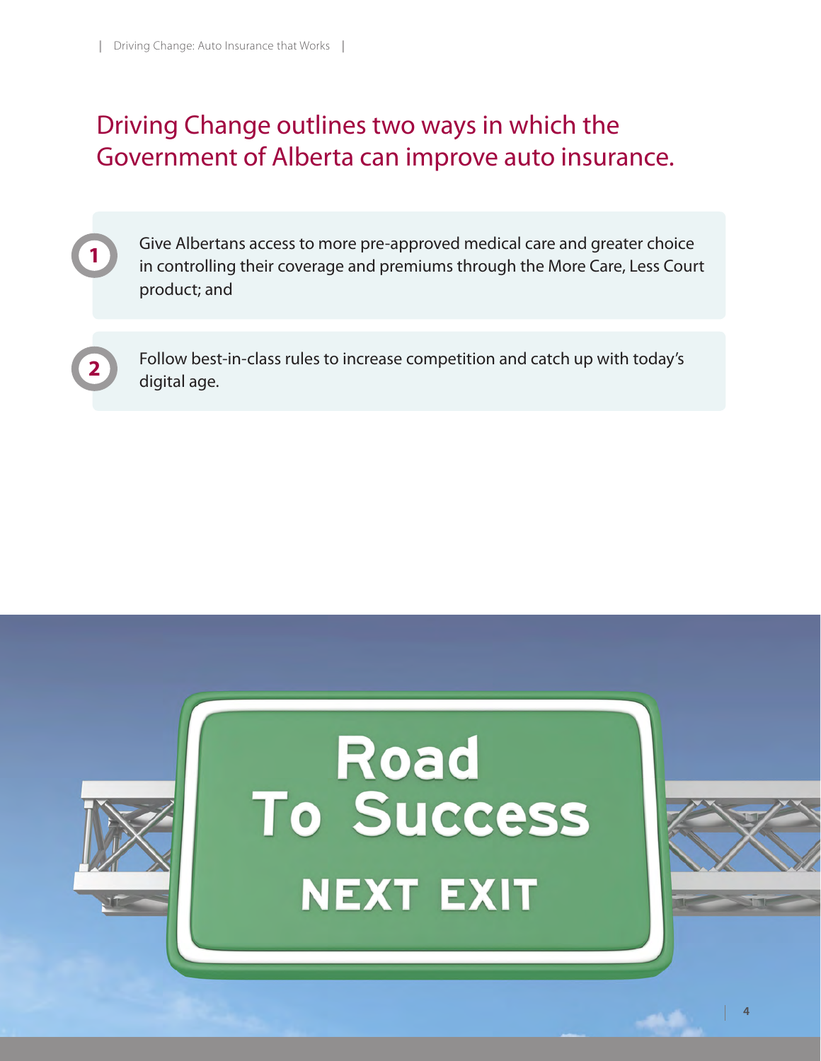## Driving Change outlines two ways in which the Government of Alberta can improve auto insurance.

1. Give Albertans access to more pre-approved medical care and greater choice in controlling their coverage and premiums through the More Care, Less Court product; and

2. Follow best-in-class rules to increase competition and catch up with today's digital age.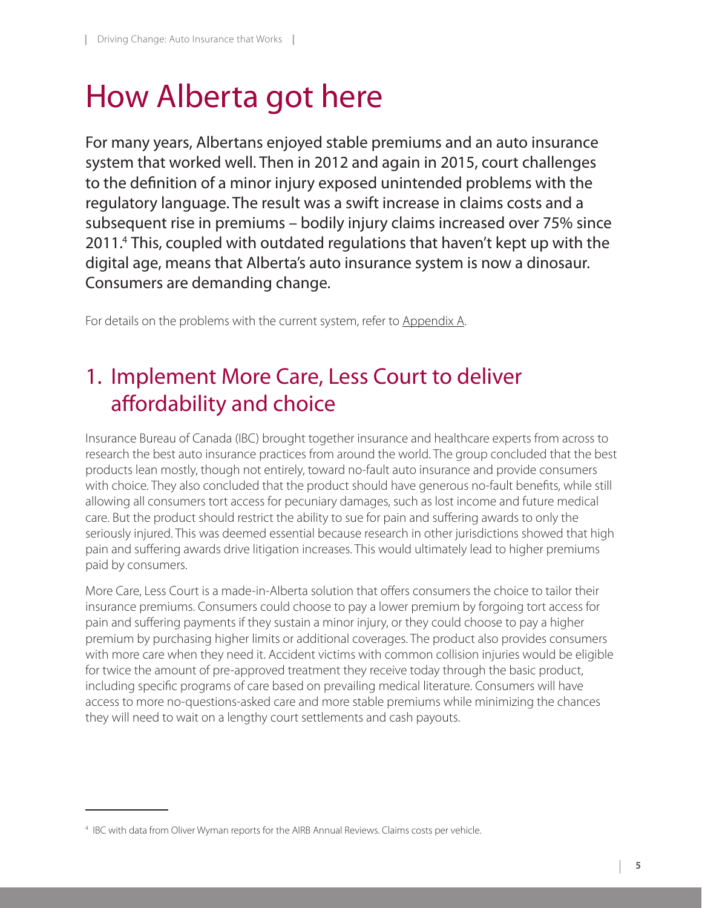# How Alberta got here

For many years, Albertans enjoyed stable premiums and an auto insurance system that worked well. Then in 2012 and again in 2015, court challenges to the definition of a minor injury exposed unintended problems with the regulatory language. The result was a swift increase in claims costs and a subsequent rise in premiums – bodily injury claims increased over 75% since 2011.[4] This, coupled with outdated regulations that haven't kept up with the digital age, means that Alberta's auto insurance system is now a dinosaur. Consumers are demanding change.

For details on the problems with the current system, refer to Appendix A.

## 1. Implement More Care, Less Court to deliver affordability and choice

Insurance Bureau of Canada (IBC) brought together insurance and healthcare experts from across to research the best auto insurance practices from around the world. The group concluded that the best products lean mostly, though not entirely, toward no-fault auto insurance and provide consumers with choice. They also concluded that the product should have generous no-fault benefits, while still allowing all consumers tort access for pecuniary damages, such as lost income and future medical care. But the product should restrict the ability to sue for pain and suffering awards to only the seriously injured. This was deemed essential because research in other jurisdictions showed that high pain and suffering awards drive litigation increases. This would ultimately lead to higher premiums paid by consumers.

More Care, Less Court is a made-in-Alberta solution that offers consumers the choice to tailor their insurance premiums. Consumers could choose to pay a lower premium by forgoing tort access for pain and suffering payments if they sustain a minor injury, or they could choose to pay a higher premium by purchasing higher limits or additional coverages. The product also provides consumers with more care when they need it. Accident victims with common collision injuries would be eligible for twice the amount of pre-approved treatment they receive today through the basic product, including specific programs of care based on prevailing medical literature. Consumers will have access to more no-questions-asked care and more stable premiums while minimizing the chances they will need to wait on a lengthy court settlements and cash payouts.

---

[4] IBC with data from Oliver Wyman reports for the AIRB Annual Reviews. Claims costs per vehicle.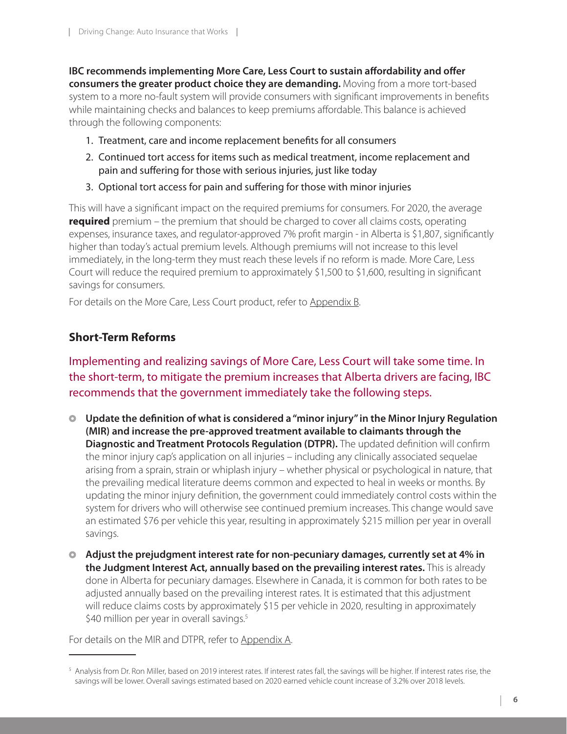**IBC recommends implementing More Care, Less Court to sustain affordability and offer consumers the greater product choice they are demanding.** Moving from a more tort-based system to a more no-fault system will provide consumers with significant improvements in benefits while maintaining checks and balances to keep premiums affordable. This balance is achieved through the following components:

1. Treatment, care and income replacement benefits for all consumers
2. Continued tort access for items such as medical treatment, income replacement and pain and suffering for those with serious injuries, just like today
3. Optional tort access for pain and suffering for those with minor injuries

This will have a significant impact on the required premiums for consumers. For 2020, the average **required** premium – the premium that should be charged to cover all claims costs, operating expenses, insurance taxes, and regulator-approved 7% profit margin - in Alberta is $1,807, significantly higher than today's actual premium levels. Although premiums will not increase to this level immediately, in the long-term they must reach these levels if no reform is made. More Care, Less Court will reduce the required premium to approximately $1,500 to $1,600, resulting in significant savings for consumers.

For details on the More Care, Less Court product, refer to Appendix B.

## Short-Term Reforms

Implementing and realizing savings of More Care, Less Court will take some time. In the short-term, to mitigate the premium increases that Alberta drivers are facing, IBC recommends that the government immediately take the following steps.

- **Update the definition of what is considered a "minor injury" in the Minor Injury Regulation (MIR) and increase the pre-approved treatment available to claimants through the Diagnostic and Treatment Protocols Regulation (DTPR).** The updated definition will confirm the minor injury cap's application on all injuries – including any clinically associated sequelae arising from a sprain, strain or whiplash injury – whether physical or psychological in nature, that the prevailing medical literature deems common and expected to heal in weeks or months. By updating the minor injury definition, the government could immediately control costs within the system for drivers who will otherwise see continued premium increases. This change would save an estimated $76 per vehicle this year, resulting in approximately $215 million per year in overall savings.
- **Adjust the prejudgment interest rate for non-pecuniary damages, currently set at 4% in the Judgment Interest Act, annually based on the prevailing interest rates.** This is already done in Alberta for pecuniary damages. Elsewhere in Canada, it is common for both rates to be adjusted annually based on the prevailing interest rates. It is estimated that this adjustment will reduce claims costs by approximately $15 per vehicle in 2020, resulting in approximately $40 million per year in overall savings.[5]

For details on the MIR and DTPR, refer to Appendix A.

[5] Analysis from Dr. Ron Miller, based on 2019 interest rates. If interest rates fall, the savings will be higher. If interest rates rise, the savings will be lower. Overall savings estimated based on 2020 earned vehicle count increase of 3.2% over 2018 levels.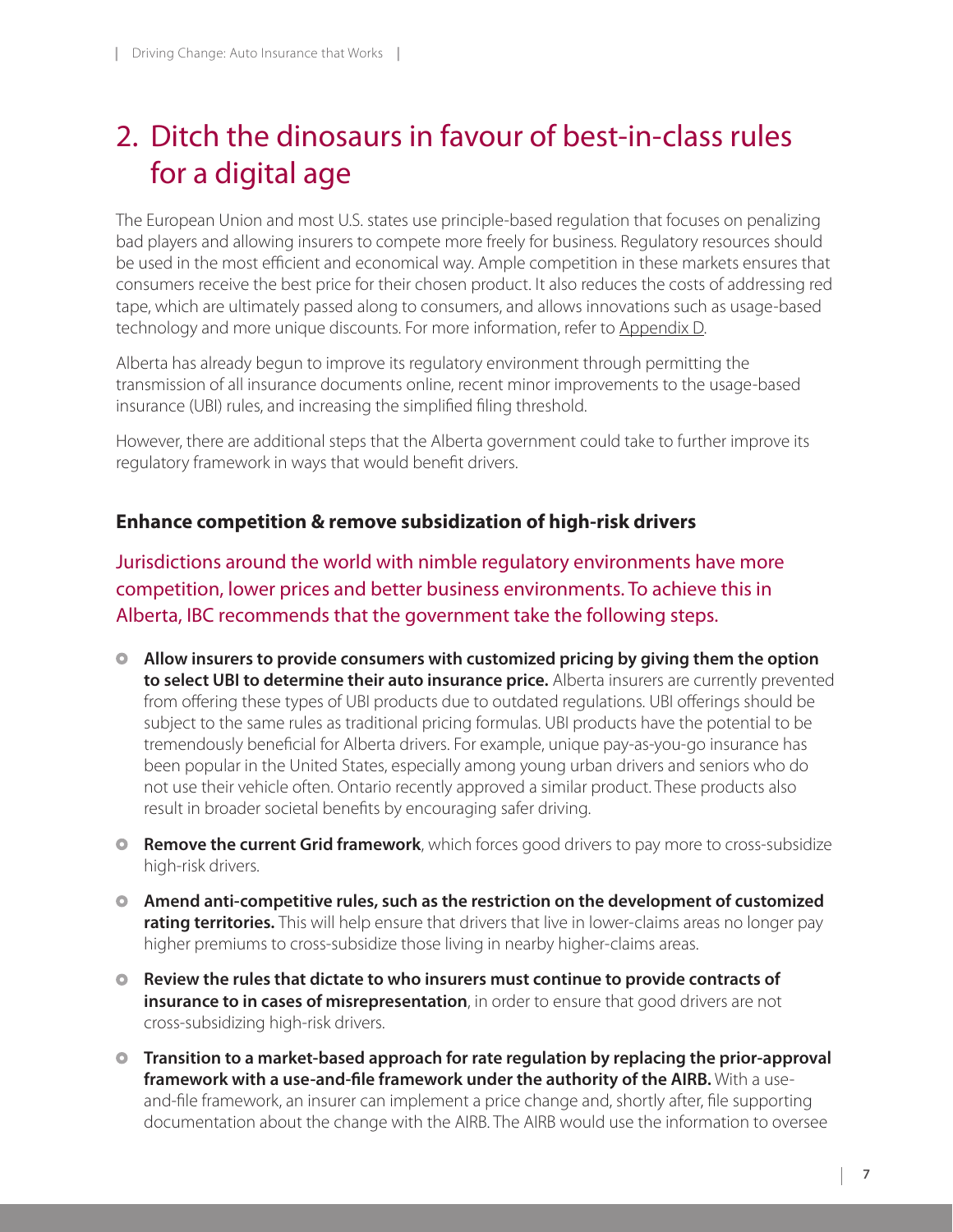## 2. Ditch the dinosaurs in favour of best-in-class rules for a digital age

The European Union and most U.S. states use principle-based regulation that focuses on penalizing bad players and allowing insurers to compete more freely for business. Regulatory resources should be used in the most efficient and economical way. Ample competition in these markets ensures that consumers receive the best price for their chosen product. It also reduces the costs of addressing red tape, which are ultimately passed along to consumers, and allows innovations such as usage-based technology and more unique discounts. For more information, refer to Appendix D.

Alberta has already begun to improve its regulatory environment through permitting the transmission of all insurance documents online, recent minor improvements to the usage-based insurance (UBI) rules, and increasing the simplified filing threshold.

However, there are additional steps that the Alberta government could take to further improve its regulatory framework in ways that would benefit drivers.

### Enhance competition & remove subsidization of high-risk drivers

Jurisdictions around the world with nimble regulatory environments have more competition, lower prices and better business environments. To achieve this in Alberta, IBC recommends that the government take the following steps.

- **Allow insurers to provide consumers with customized pricing by giving them the option to select UBI to determine their auto insurance price.** Alberta insurers are currently prevented from offering these types of UBI products due to outdated regulations. UBI offerings should be subject to the same rules as traditional pricing formulas. UBI products have the potential to be tremendously beneficial for Alberta drivers. For example, unique pay-as-you-go insurance has been popular in the United States, especially among young urban drivers and seniors who do not use their vehicle often. Ontario recently approved a similar product. These products also result in broader societal benefits by encouraging safer driving.
- **Remove the current Grid framework**, which forces good drivers to pay more to cross-subsidize high-risk drivers.
- **Amend anti-competitive rules, such as the restriction on the development of customized rating territories.** This will help ensure that drivers that live in lower-claims areas no longer pay higher premiums to cross-subsidize those living in nearby higher-claims areas.
- **Review the rules that dictate to who insurers must continue to provide contracts of insurance to in cases of misrepresentation**, in order to ensure that good drivers are not cross-subsidizing high-risk drivers.
- **Transition to a market-based approach for rate regulation by replacing the prior-approval framework with a use-and-file framework under the authority of the AIRB.** With a use-and-file framework, an insurer can implement a price change and, shortly after, file supporting documentation about the change with the AIRB. The AIRB would use the information to oversee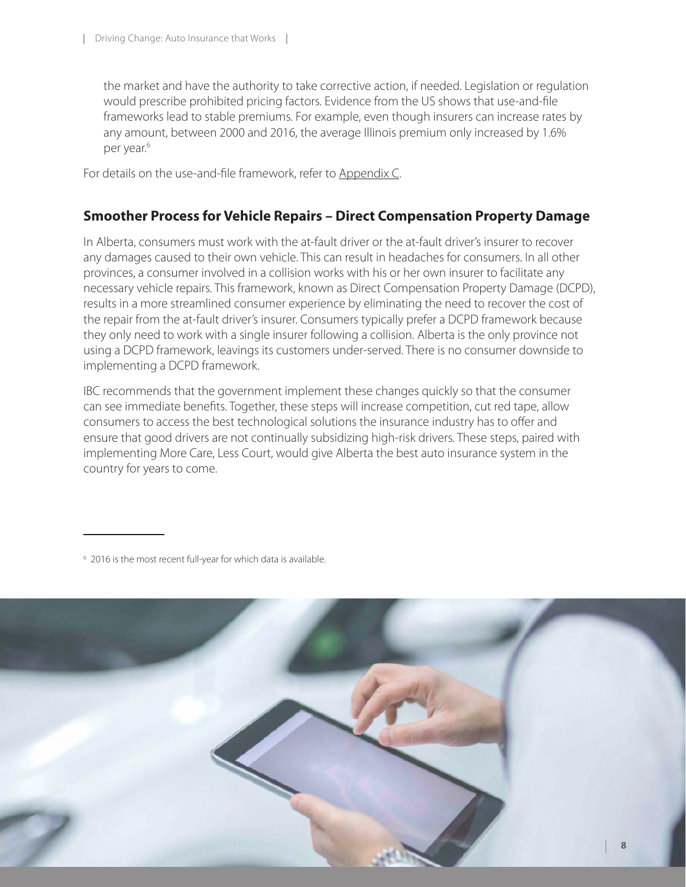the market and have the authority to take corrective action, if needed. Legislation or regulation would prescribe prohibited pricing factors. Evidence from the US shows that use-and-file frameworks lead to stable premiums. For example, even though insurers can increase rates by any amount, between 2000 and 2016, the average Illinois premium only increased by 1.6% per year.[6]

For details on the use-and-file framework, refer to Appendix C.

## Smoother Process for Vehicle Repairs – Direct Compensation Property Damage

In Alberta, consumers must work with the at-fault driver or the at-fault driver's insurer to recover any damages caused to their own vehicle. This can result in headaches for consumers. In all other provinces, a consumer involved in a collision works with his or her own insurer to facilitate any necessary vehicle repairs. This framework, known as Direct Compensation Property Damage (DCPD), results in a more streamlined consumer experience by eliminating the need to recover the cost of the repair from the at-fault driver's insurer. Consumers typically prefer a DCPD framework because they only need to work with a single insurer following a collision. Alberta is the only province not using a DCPD framework, leavings its customers under-served. There is no consumer downside to implementing a DCPD framework.

IBC recommends that the government implement these changes quickly so that the consumer can see immediate benefits. Together, these steps will increase competition, cut red tape, allow consumers to access the best technological solutions the insurance industry has to offer and ensure that good drivers are not continually subsidizing high-risk drivers. These steps, paired with implementing More Care, Less Court, would give Alberta the best auto insurance system in the country for years to come.

---

[6] 2016 is the most recent full-year for which data is available.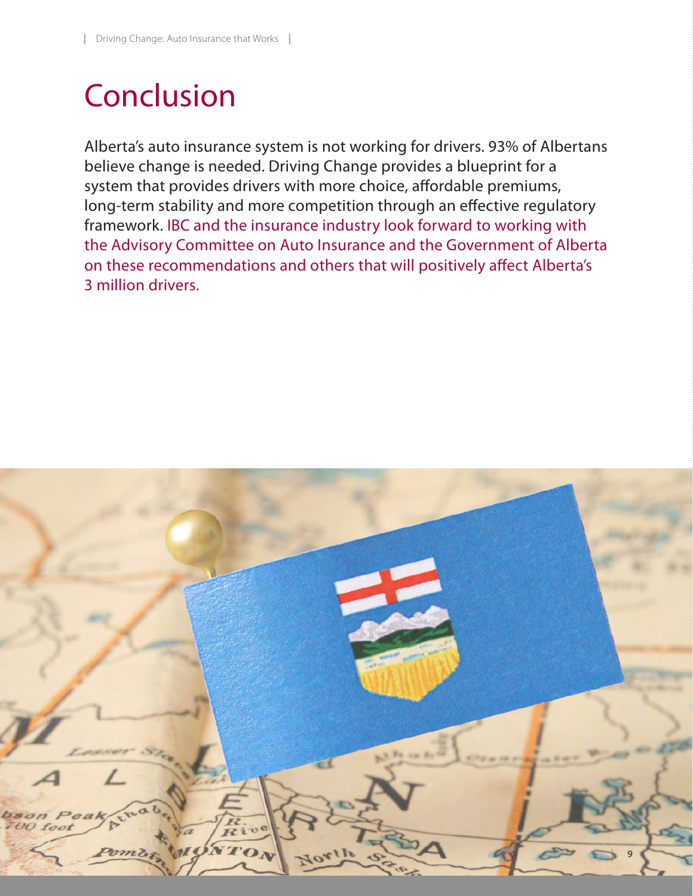# Conclusion

Alberta's auto insurance system is not working for drivers. 93% of Albertans believe change is needed. Driving Change provides a blueprint for a system that provides drivers with more choice, affordable premiums, long-term stability and more competition through an effective regulatory framework. IBC and the insurance industry look forward to working with the Advisory Committee on Auto Insurance and the Government of Alberta on these recommendations and others that will positively affect Alberta's 3 million drivers.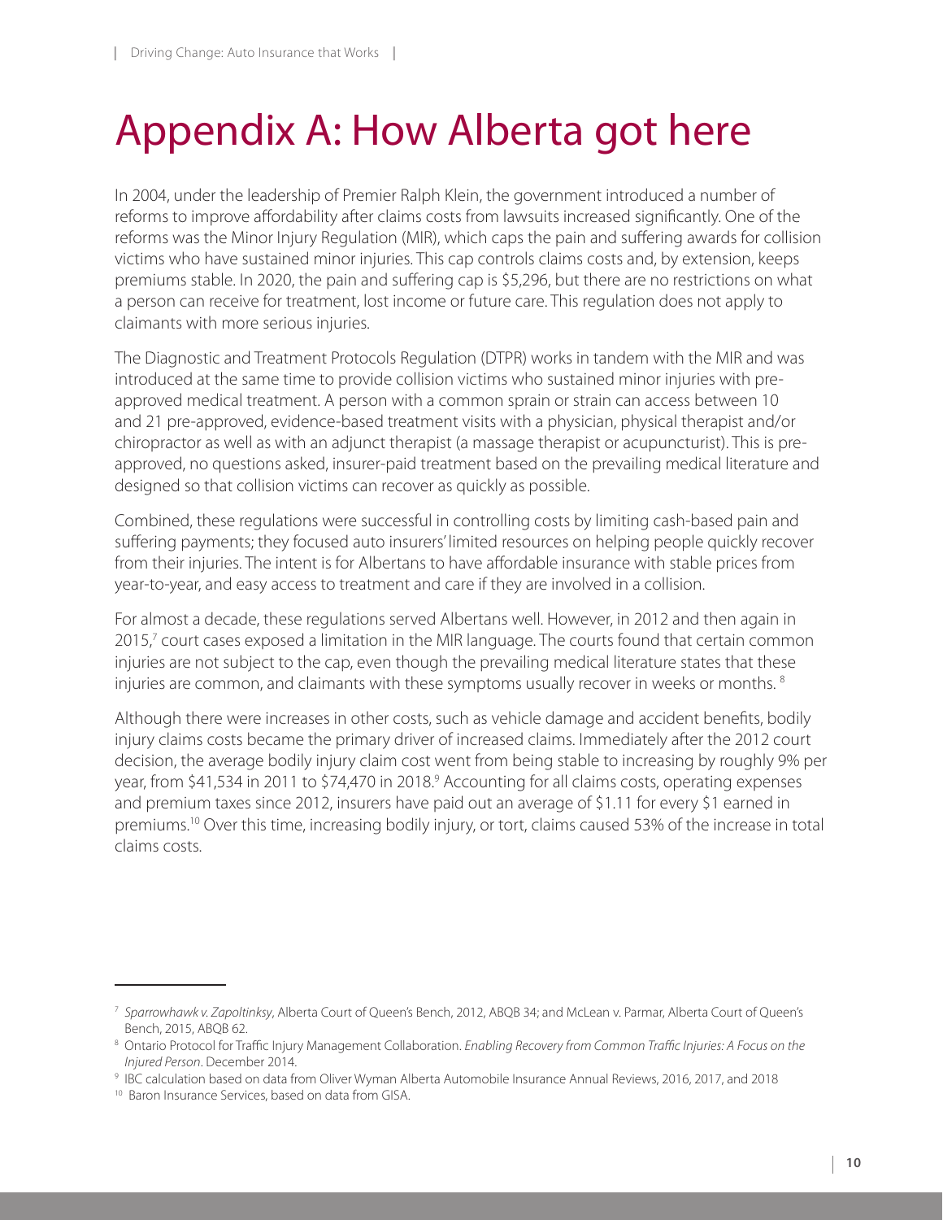# Appendix A: How Alberta got here

In 2004, under the leadership of Premier Ralph Klein, the government introduced a number of reforms to improve affordability after claims costs from lawsuits increased significantly. One of the reforms was the Minor Injury Regulation (MIR), which caps the pain and suffering awards for collision victims who have sustained minor injuries. This cap controls claims costs and, by extension, keeps premiums stable. In 2020, the pain and suffering cap is $5,296, but there are no restrictions on what a person can receive for treatment, lost income or future care. This regulation does not apply to claimants with more serious injuries.

The Diagnostic and Treatment Protocols Regulation (DTPR) works in tandem with the MIR and was introduced at the same time to provide collision victims who sustained minor injuries with pre-approved medical treatment. A person with a common sprain or strain can access between 10 and 21 pre-approved, evidence-based treatment visits with a physician, physical therapist and/or chiropractor as well as with an adjunct therapist (a massage therapist or acupuncturist). This is pre-approved, no questions asked, insurer-paid treatment based on the prevailing medical literature and designed so that collision victims can recover as quickly as possible.

Combined, these regulations were successful in controlling costs by limiting cash-based pain and suffering payments; they focused auto insurers' limited resources on helping people quickly recover from their injuries. The intent is for Albertans to have affordable insurance with stable prices from year-to-year, and easy access to treatment and care if they are involved in a collision.

For almost a decade, these regulations served Albertans well. However, in 2012 and then again in 2015,[7] court cases exposed a limitation in the MIR language. The courts found that certain common injuries are not subject to the cap, even though the prevailing medical literature states that these injuries are common, and claimants with these symptoms usually recover in weeks or months.[8]

Although there were increases in other costs, such as vehicle damage and accident benefits, bodily injury claims costs became the primary driver of increased claims. Immediately after the 2012 court decision, the average bodily injury claim cost went from being stable to increasing by roughly 9% per year, from $41,534 in 2011 to $74,470 in 2018.[9] Accounting for all claims costs, operating expenses and premium taxes since 2012, insurers have paid out an average of $1.11 for every $1 earned in premiums.[10] Over this time, increasing bodily injury, or tort, claims caused 53% of the increase in total claims costs.

---

[7] *Sparrowhawk v. Zapoltinksy*, Alberta Court of Queen's Bench, 2012, ABQB 34; and McLean v. Parmar, Alberta Court of Queen's Bench, 2015, ABQB 62.

[8] Ontario Protocol for Traffic Injury Management Collaboration. *Enabling Recovery from Common Traffic Injuries: A Focus on the Injured Person*. December 2014.

[9] IBC calculation based on data from Oliver Wyman Alberta Automobile Insurance Annual Reviews, 2016, 2017, and 2018

[10] Baron Insurance Services, based on data from GISA.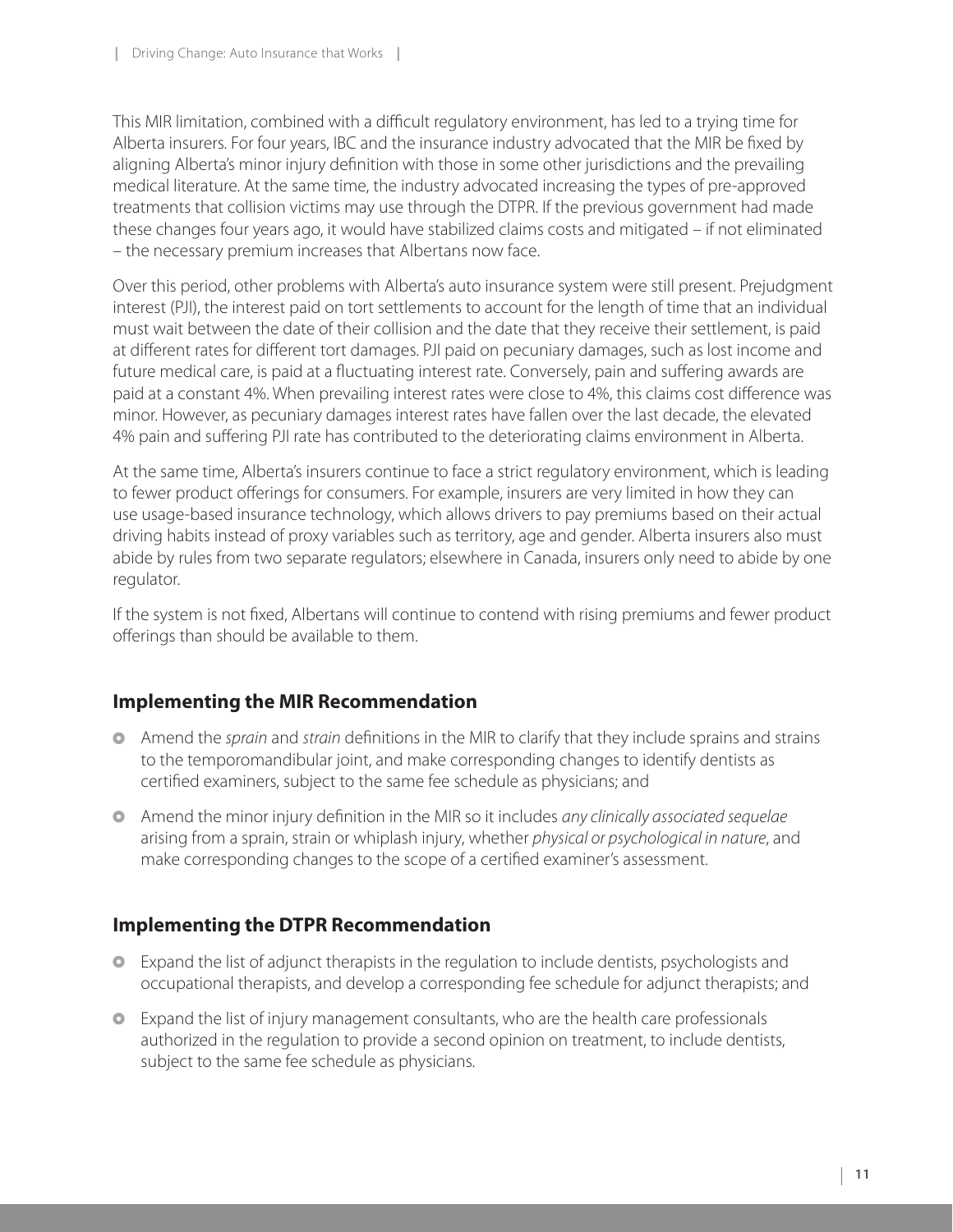This MIR limitation, combined with a difficult regulatory environment, has led to a trying time for Alberta insurers. For four years, IBC and the insurance industry advocated that the MIR be fixed by aligning Alberta's minor injury definition with those in some other jurisdictions and the prevailing medical literature. At the same time, the industry advocated increasing the types of pre-approved treatments that collision victims may use through the DTPR. If the previous government had made these changes four years ago, it would have stabilized claims costs and mitigated – if not eliminated – the necessary premium increases that Albertans now face.

Over this period, other problems with Alberta's auto insurance system were still present. Prejudgment interest (PJI), the interest paid on tort settlements to account for the length of time that an individual must wait between the date of their collision and the date that they receive their settlement, is paid at different rates for different tort damages. PJI paid on pecuniary damages, such as lost income and future medical care, is paid at a fluctuating interest rate. Conversely, pain and suffering awards are paid at a constant 4%. When prevailing interest rates were close to 4%, this claims cost difference was minor. However, as pecuniary damages interest rates have fallen over the last decade, the elevated 4% pain and suffering PJI rate has contributed to the deteriorating claims environment in Alberta.

At the same time, Alberta's insurers continue to face a strict regulatory environment, which is leading to fewer product offerings for consumers. For example, insurers are very limited in how they can use usage-based insurance technology, which allows drivers to pay premiums based on their actual driving habits instead of proxy variables such as territory, age and gender. Alberta insurers also must abide by rules from two separate regulators; elsewhere in Canada, insurers only need to abide by one regulator.

If the system is not fixed, Albertans will continue to contend with rising premiums and fewer product offerings than should be available to them.

## Implementing the MIR Recommendation

- Amend the *sprain* and *strain* definitions in the MIR to clarify that they include sprains and strains to the temporomandibular joint, and make corresponding changes to identify dentists as certified examiners, subject to the same fee schedule as physicians; and
- Amend the minor injury definition in the MIR so it includes *any clinically associated sequelae* arising from a sprain, strain or whiplash injury, whether *physical or psychological in nature*, and make corresponding changes to the scope of a certified examiner's assessment.

## Implementing the DTPR Recommendation

- Expand the list of adjunct therapists in the regulation to include dentists, psychologists and occupational therapists, and develop a corresponding fee schedule for adjunct therapists; and
- Expand the list of injury management consultants, who are the health care professionals authorized in the regulation to provide a second opinion on treatment, to include dentists, subject to the same fee schedule as physicians.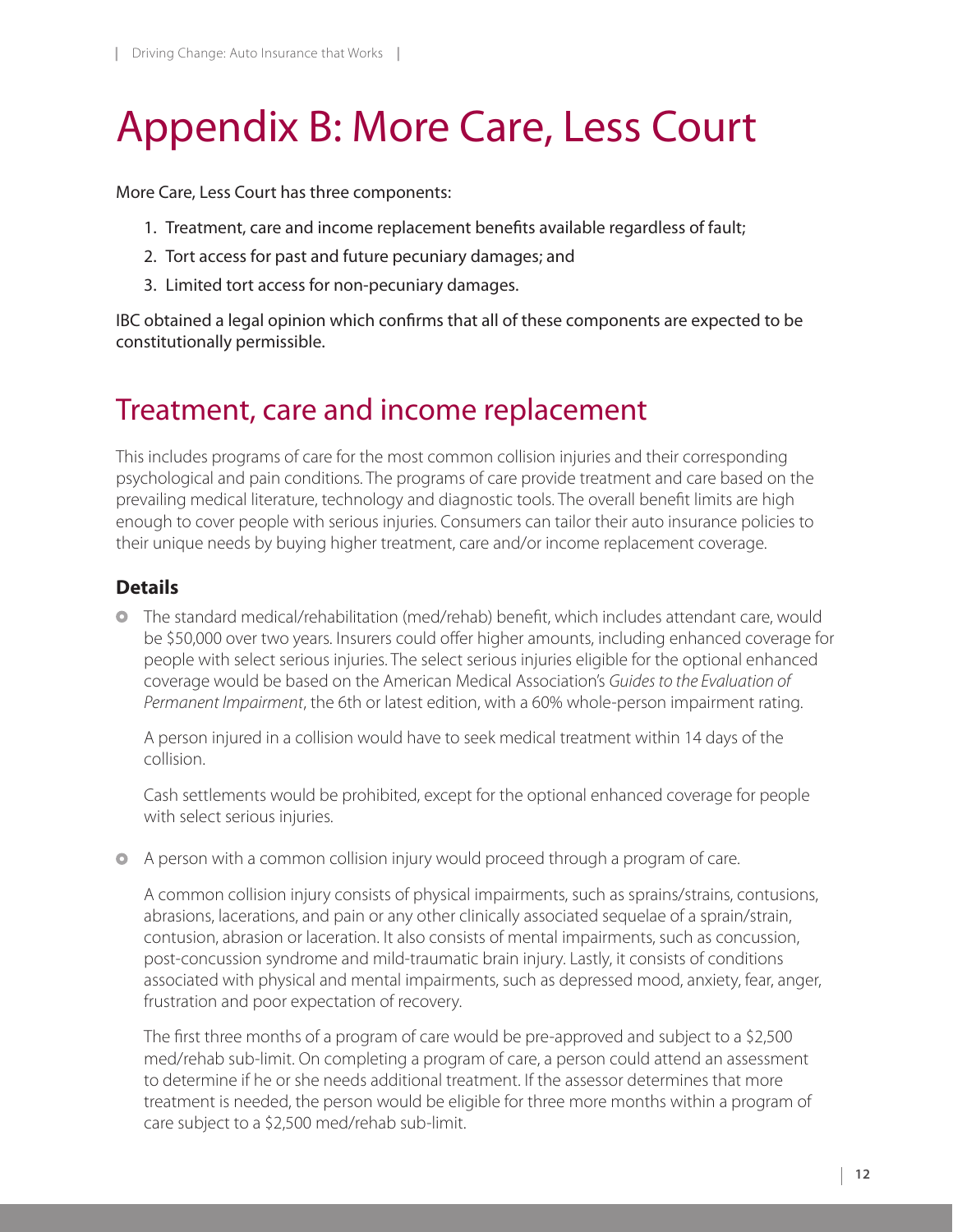# Appendix B: More Care, Less Court

More Care, Less Court has three components:

1. Treatment, care and income replacement benefits available regardless of fault;
2. Tort access for past and future pecuniary damages; and
3. Limited tort access for non-pecuniary damages.

IBC obtained a legal opinion which confirms that all of these components are expected to be constitutionally permissible.

## Treatment, care and income replacement

This includes programs of care for the most common collision injuries and their corresponding psychological and pain conditions. The programs of care provide treatment and care based on the prevailing medical literature, technology and diagnostic tools. The overall benefit limits are high enough to cover people with serious injuries. Consumers can tailor their auto insurance policies to their unique needs by buying higher treatment, care and/or income replacement coverage.

### Details

- The standard medical/rehabilitation (med/rehab) benefit, which includes attendant care, would be $50,000 over two years. Insurers could offer higher amounts, including enhanced coverage for people with select serious injuries. The select serious injuries eligible for the optional enhanced coverage would be based on the American Medical Association's *Guides to the Evaluation of Permanent Impairment*, the 6th or latest edition, with a 60% whole-person impairment rating.

  A person injured in a collision would have to seek medical treatment within 14 days of the collision.

  Cash settlements would be prohibited, except for the optional enhanced coverage for people with select serious injuries.

- A person with a common collision injury would proceed through a program of care.

  A common collision injury consists of physical impairments, such as sprains/strains, contusions, abrasions, lacerations, and pain or any other clinically associated sequelae of a sprain/strain, contusion, abrasion or laceration. It also consists of mental impairments, such as concussion, post-concussion syndrome and mild-traumatic brain injury. Lastly, it consists of conditions associated with physical and mental impairments, such as depressed mood, anxiety, fear, anger, frustration and poor expectation of recovery.

  The first three months of a program of care would be pre-approved and subject to a $2,500 med/rehab sub-limit. On completing a program of care, a person could attend an assessment to determine if he or she needs additional treatment. If the assessor determines that more treatment is needed, the person would be eligible for three more months within a program of care subject to a $2,500 med/rehab sub-limit.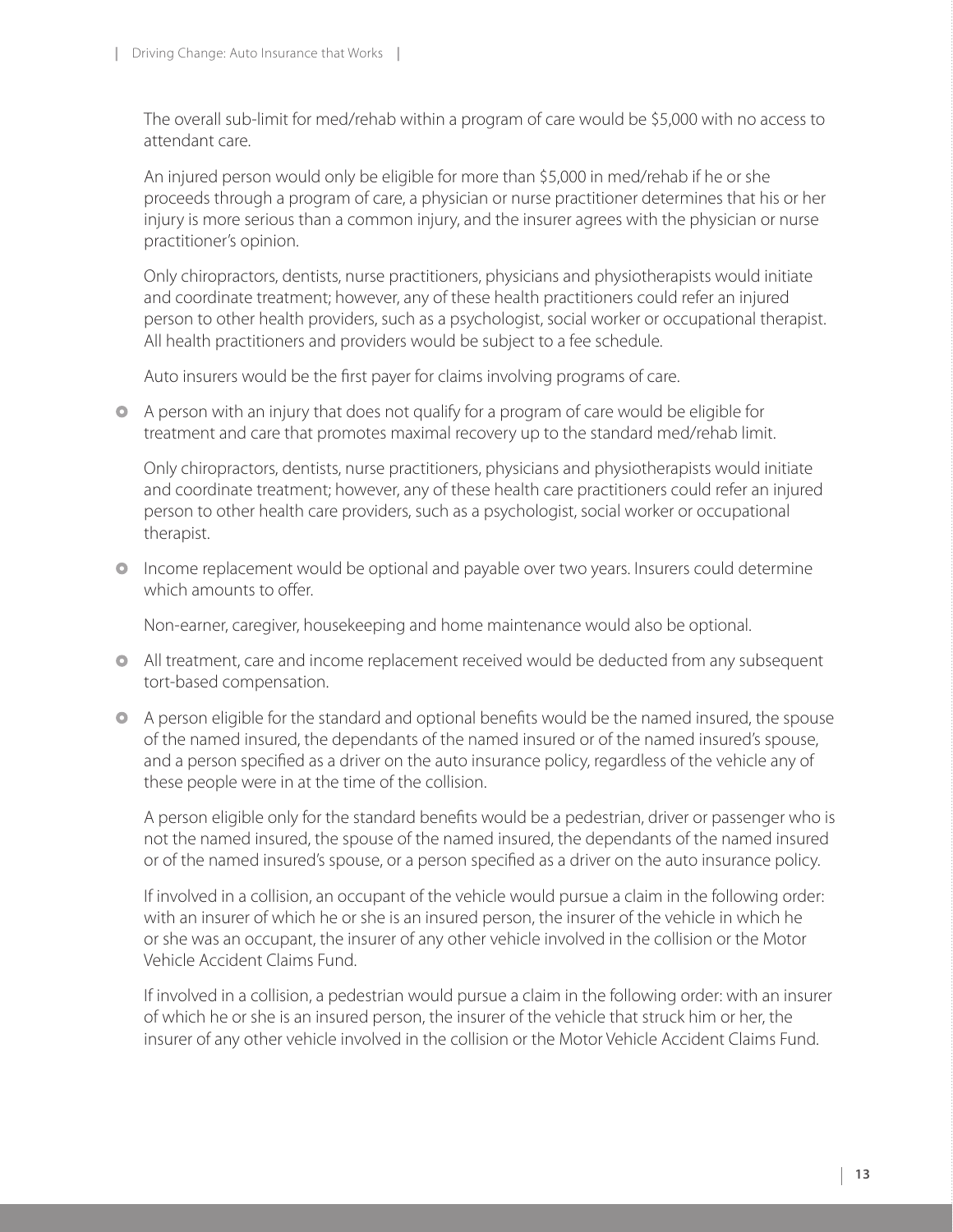The overall sub-limit for med/rehab within a program of care would be $5,000 with no access to attendant care.

An injured person would only be eligible for more than $5,000 in med/rehab if he or she proceeds through a program of care, a physician or nurse practitioner determines that his or her injury is more serious than a common injury, and the insurer agrees with the physician or nurse practitioner's opinion.

Only chiropractors, dentists, nurse practitioners, physicians and physiotherapists would initiate and coordinate treatment; however, any of these health practitioners could refer an injured person to other health providers, such as a psychologist, social worker or occupational therapist. All health practitioners and providers would be subject to a fee schedule.

Auto insurers would be the first payer for claims involving programs of care.

- A person with an injury that does not qualify for a program of care would be eligible for treatment and care that promotes maximal recovery up to the standard med/rehab limit.

  Only chiropractors, dentists, nurse practitioners, physicians and physiotherapists would initiate and coordinate treatment; however, any of these health care practitioners could refer an injured person to other health care providers, such as a psychologist, social worker or occupational therapist.

- Income replacement would be optional and payable over two years. Insurers could determine which amounts to offer.

  Non-earner, caregiver, housekeeping and home maintenance would also be optional.

- All treatment, care and income replacement received would be deducted from any subsequent tort-based compensation.

- A person eligible for the standard and optional benefits would be the named insured, the spouse of the named insured, the dependants of the named insured or of the named insured's spouse, and a person specified as a driver on the auto insurance policy, regardless of the vehicle any of these people were in at the time of the collision.

  A person eligible only for the standard benefits would be a pedestrian, driver or passenger who is not the named insured, the spouse of the named insured, the dependants of the named insured or of the named insured's spouse, or a person specified as a driver on the auto insurance policy.

  If involved in a collision, an occupant of the vehicle would pursue a claim in the following order: with an insurer of which he or she is an insured person, the insurer of the vehicle in which he or she was an occupant, the insurer of any other vehicle involved in the collision or the Motor Vehicle Accident Claims Fund.

  If involved in a collision, a pedestrian would pursue a claim in the following order: with an insurer of which he or she is an insured person, the insurer of the vehicle that struck him or her, the insurer of any other vehicle involved in the collision or the Motor Vehicle Accident Claims Fund.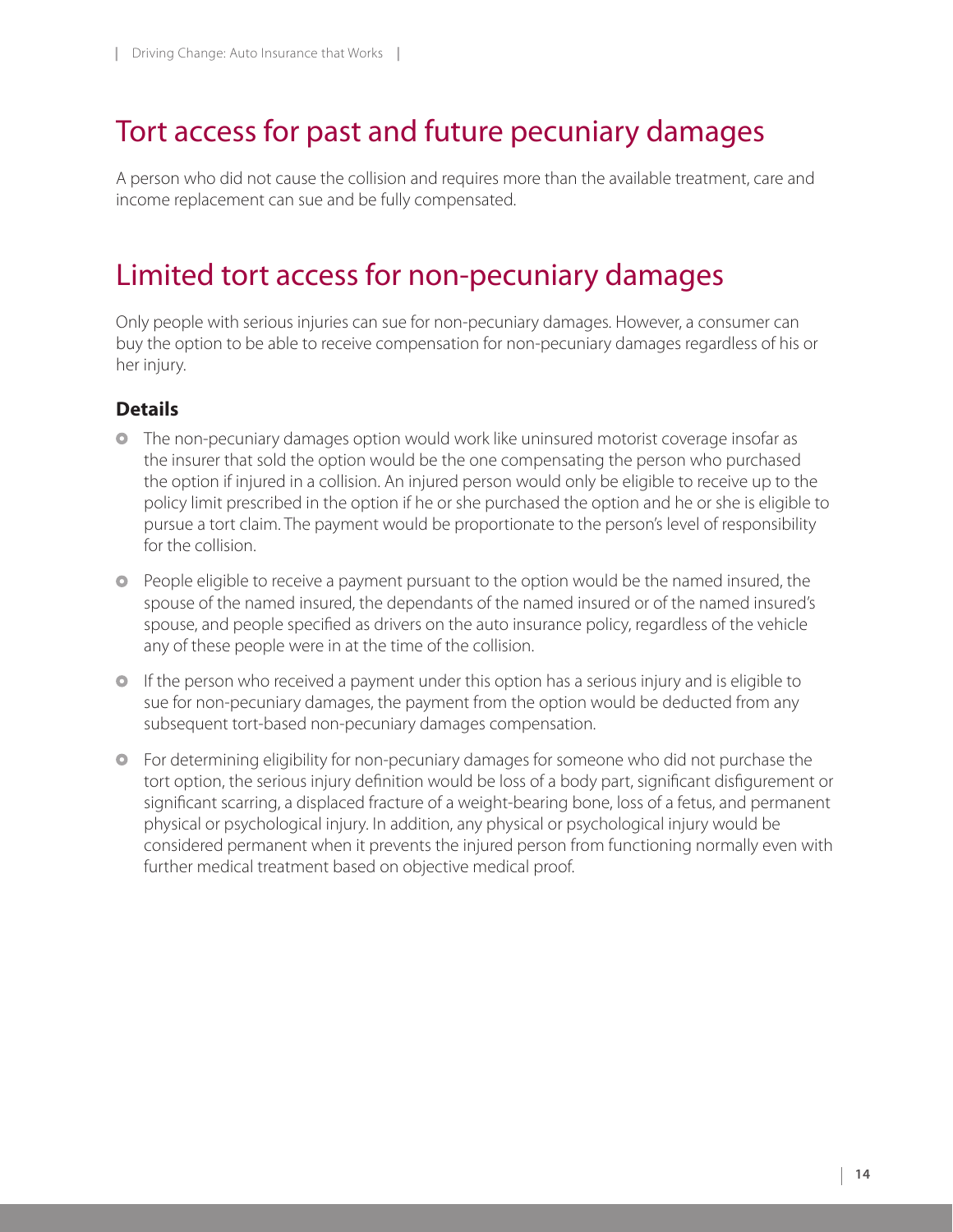## Tort access for past and future pecuniary damages

A person who did not cause the collision and requires more than the available treatment, care and income replacement can sue and be fully compensated.

## Limited tort access for non-pecuniary damages

Only people with serious injuries can sue for non-pecuniary damages. However, a consumer can buy the option to be able to receive compensation for non-pecuniary damages regardless of his or her injury.

### Details

- The non-pecuniary damages option would work like uninsured motorist coverage insofar as the insurer that sold the option would be the one compensating the person who purchased the option if injured in a collision. An injured person would only be eligible to receive up to the policy limit prescribed in the option if he or she purchased the option and he or she is eligible to pursue a tort claim. The payment would be proportionate to the person's level of responsibility for the collision.
- People eligible to receive a payment pursuant to the option would be the named insured, the spouse of the named insured, the dependants of the named insured or of the named insured's spouse, and people specified as drivers on the auto insurance policy, regardless of the vehicle any of these people were in at the time of the collision.
- If the person who received a payment under this option has a serious injury and is eligible to sue for non-pecuniary damages, the payment from the option would be deducted from any subsequent tort-based non-pecuniary damages compensation.
- For determining eligibility for non-pecuniary damages for someone who did not purchase the tort option, the serious injury definition would be loss of a body part, significant disfigurement or significant scarring, a displaced fracture of a weight-bearing bone, loss of a fetus, and permanent physical or psychological injury. In addition, any physical or psychological injury would be considered permanent when it prevents the injured person from functioning normally even with further medical treatment based on objective medical proof.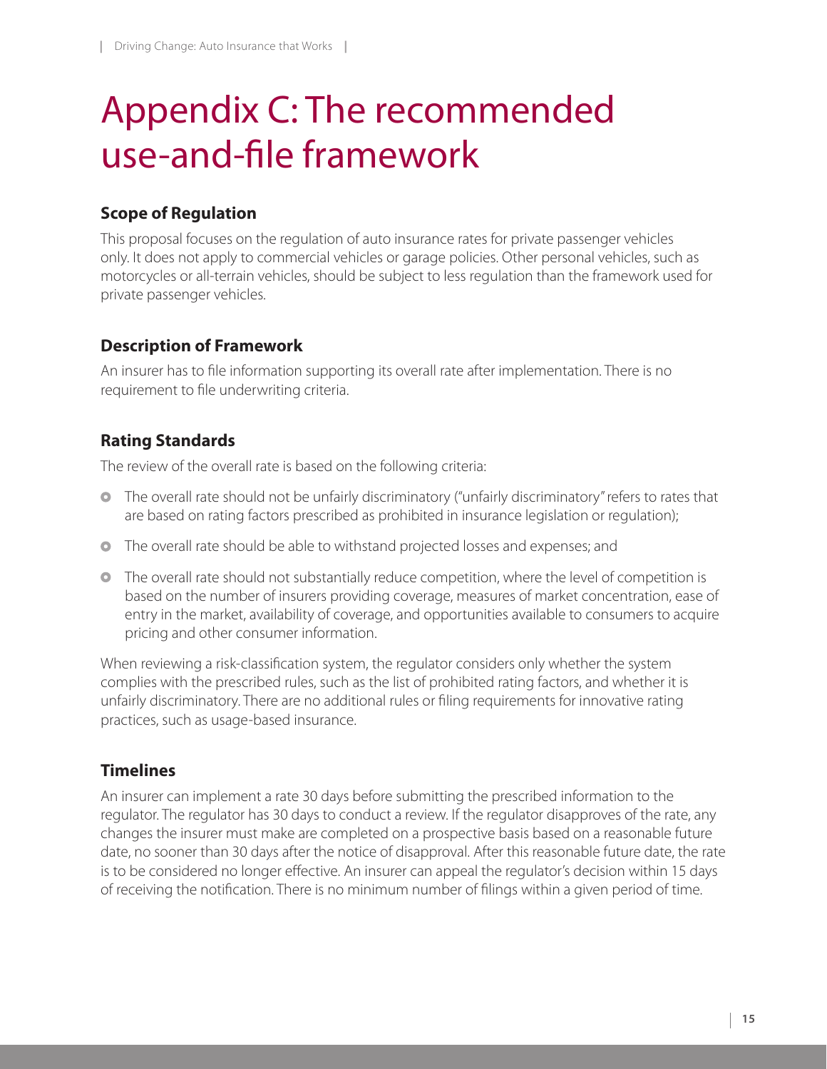# Appendix C: The recommended use-and-file framework

### Scope of Regulation

This proposal focuses on the regulation of auto insurance rates for private passenger vehicles only. It does not apply to commercial vehicles or garage policies. Other personal vehicles, such as motorcycles or all-terrain vehicles, should be subject to less regulation than the framework used for private passenger vehicles.

### Description of Framework

An insurer has to file information supporting its overall rate after implementation. There is no requirement to file underwriting criteria.

### Rating Standards

The review of the overall rate is based on the following criteria:

- The overall rate should not be unfairly discriminatory ("unfairly discriminatory" refers to rates that are based on rating factors prescribed as prohibited in insurance legislation or regulation);
- The overall rate should be able to withstand projected losses and expenses; and
- The overall rate should not substantially reduce competition, where the level of competition is based on the number of insurers providing coverage, measures of market concentration, ease of entry in the market, availability of coverage, and opportunities available to consumers to acquire pricing and other consumer information.

When reviewing a risk-classification system, the regulator considers only whether the system complies with the prescribed rules, such as the list of prohibited rating factors, and whether it is unfairly discriminatory. There are no additional rules or filing requirements for innovative rating practices, such as usage-based insurance.

### Timelines

An insurer can implement a rate 30 days before submitting the prescribed information to the regulator. The regulator has 30 days to conduct a review. If the regulator disapproves of the rate, any changes the insurer must make are completed on a prospective basis based on a reasonable future date, no sooner than 30 days after the notice of disapproval. After this reasonable future date, the rate is to be considered no longer effective. An insurer can appeal the regulator's decision within 15 days of receiving the notification. There is no minimum number of filings within a given period of time.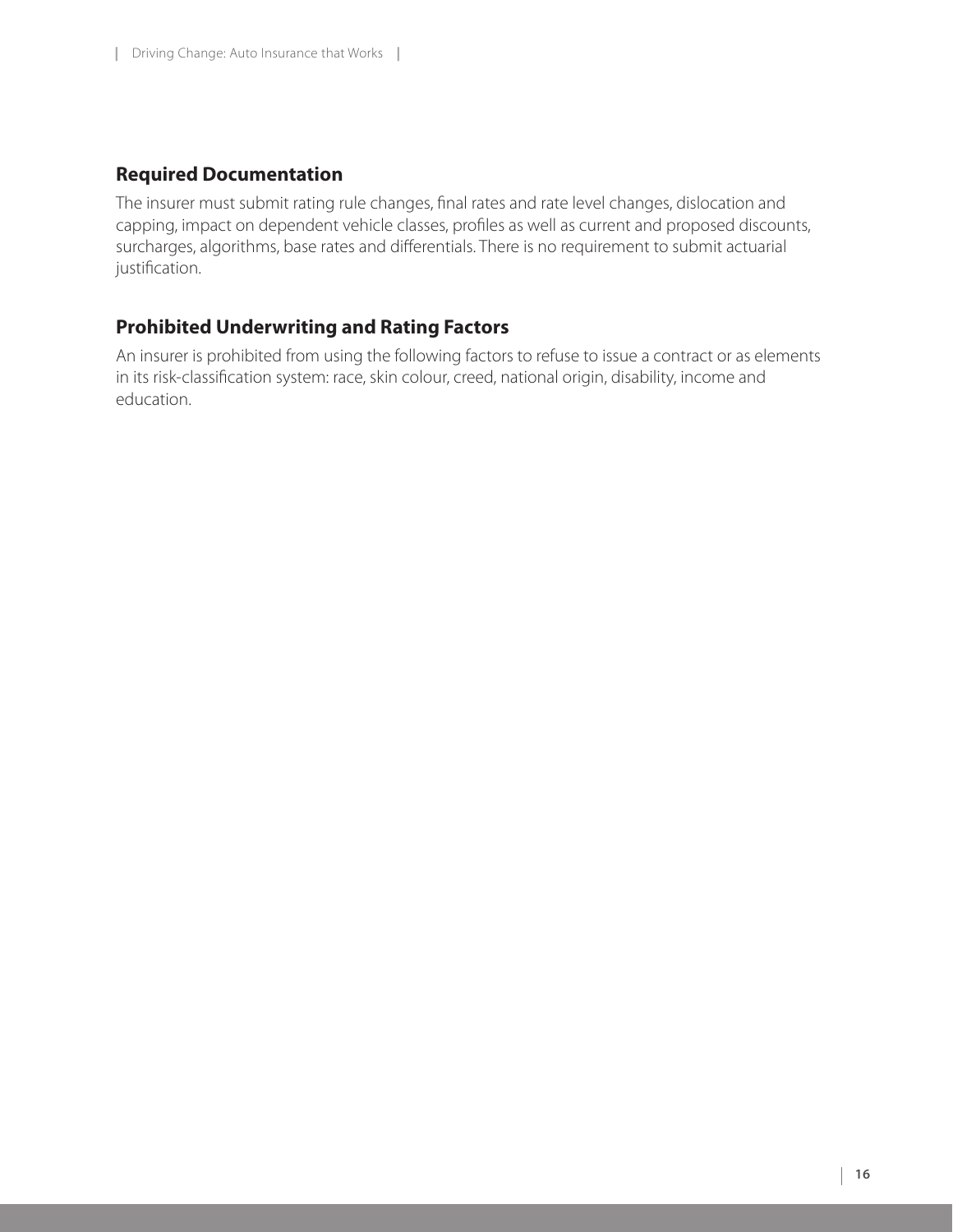### Required Documentation

The insurer must submit rating rule changes, final rates and rate level changes, dislocation and capping, impact on dependent vehicle classes, profiles as well as current and proposed discounts, surcharges, algorithms, base rates and differentials. There is no requirement to submit actuarial justification.

### Prohibited Underwriting and Rating Factors

An insurer is prohibited from using the following factors to refuse to issue a contract or as elements in its risk-classification system: race, skin colour, creed, national origin, disability, income and education.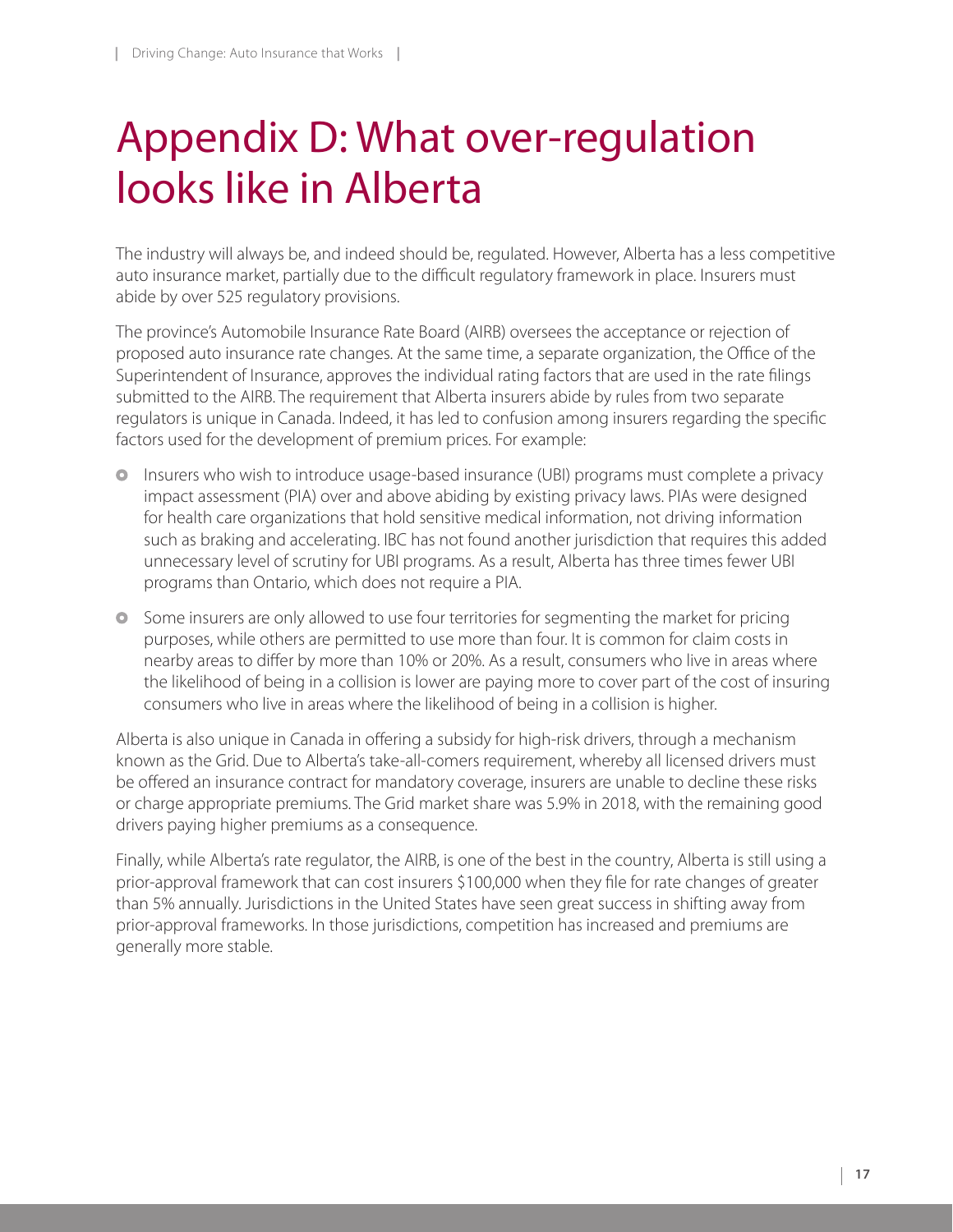# Appendix D: What over-regulation looks like in Alberta

The industry will always be, and indeed should be, regulated. However, Alberta has a less competitive auto insurance market, partially due to the difficult regulatory framework in place. Insurers must abide by over 525 regulatory provisions.

The province's Automobile Insurance Rate Board (AIRB) oversees the acceptance or rejection of proposed auto insurance rate changes. At the same time, a separate organization, the Office of the Superintendent of Insurance, approves the individual rating factors that are used in the rate filings submitted to the AIRB. The requirement that Alberta insurers abide by rules from two separate regulators is unique in Canada. Indeed, it has led to confusion among insurers regarding the specific factors used for the development of premium prices. For example:

- Insurers who wish to introduce usage-based insurance (UBI) programs must complete a privacy impact assessment (PIA) over and above abiding by existing privacy laws. PIAs were designed for health care organizations that hold sensitive medical information, not driving information such as braking and accelerating. IBC has not found another jurisdiction that requires this added unnecessary level of scrutiny for UBI programs. As a result, Alberta has three times fewer UBI programs than Ontario, which does not require a PIA.
- Some insurers are only allowed to use four territories for segmenting the market for pricing purposes, while others are permitted to use more than four. It is common for claim costs in nearby areas to differ by more than 10% or 20%. As a result, consumers who live in areas where the likelihood of being in a collision is lower are paying more to cover part of the cost of insuring consumers who live in areas where the likelihood of being in a collision is higher.

Alberta is also unique in Canada in offering a subsidy for high-risk drivers, through a mechanism known as the Grid. Due to Alberta's take-all-comers requirement, whereby all licensed drivers must be offered an insurance contract for mandatory coverage, insurers are unable to decline these risks or charge appropriate premiums. The Grid market share was 5.9% in 2018, with the remaining good drivers paying higher premiums as a consequence.

Finally, while Alberta's rate regulator, the AIRB, is one of the best in the country, Alberta is still using a prior-approval framework that can cost insurers $100,000 when they file for rate changes of greater than 5% annually. Jurisdictions in the United States have seen great success in shifting away from prior-approval frameworks. In those jurisdictions, competition has increased and premiums are generally more stable.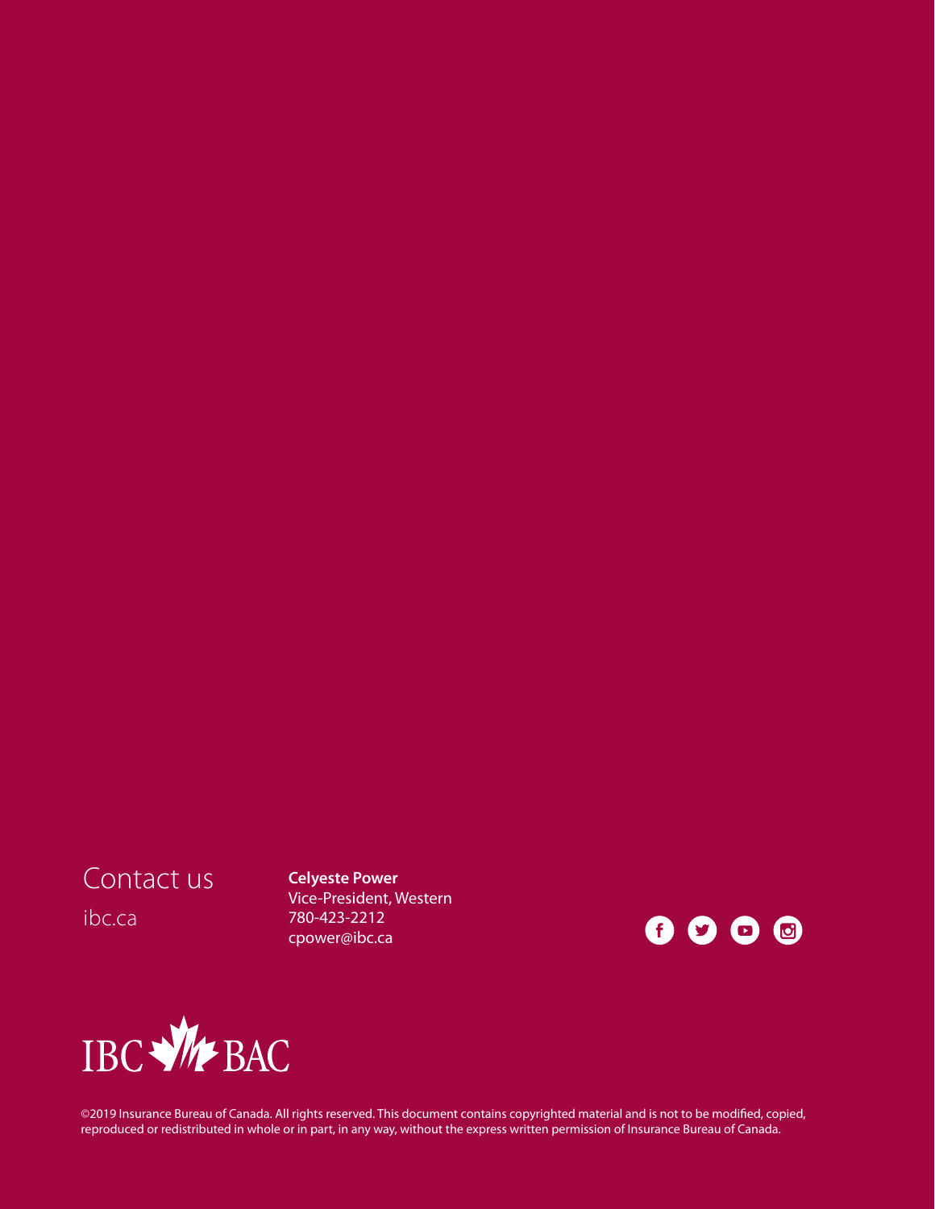## Contact us

ibc.ca

**Celyeste Power**
Vice-President, Western
780-423-2212
cpower@ibc.ca

IBC BAC

©2019 Insurance Bureau of Canada. All rights reserved. This document contains copyrighted material and is not to be modified, copied, reproduced or redistributed in whole or in part, in any way, without the express written permission of Insurance Bureau of Canada.